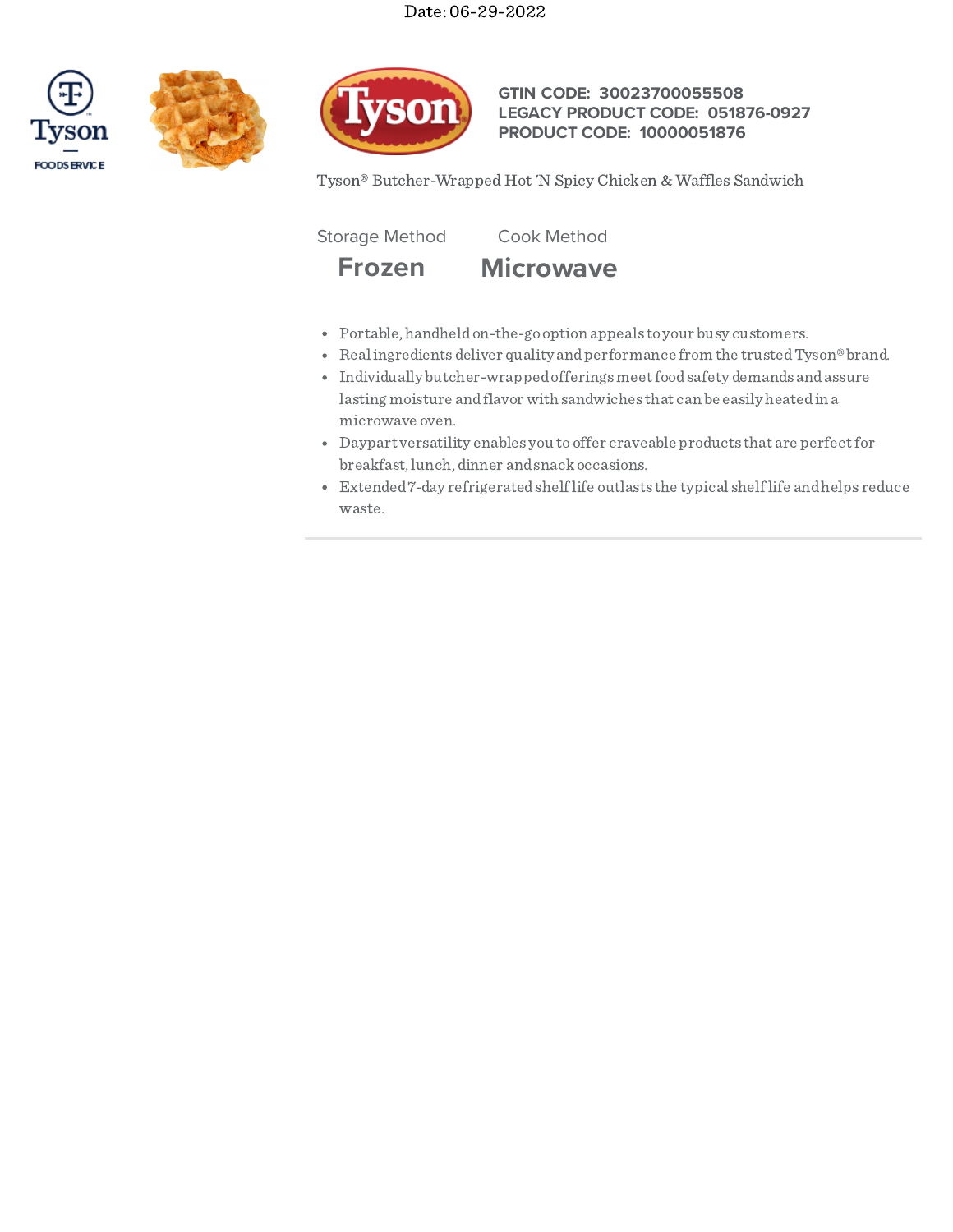Date: 06-29-2022

**GTIN CODE: 30023700055508**
**LEGACY PRODUCT CODE: 051876-0927**
**PRODUCT CODE: 10000051876**

Tyson® Butcher-Wrapped Hot 'N Spicy Chicken & Waffles Sandwich

| Storage Method | Cook Method |
| --- | --- |
| **Frozen** | **Microwave** |

- Portable, handheld on-the-go option appeals to your busy customers.
- Real ingredients deliver quality and performance from the trusted Tyson® brand.
- Individually butcher-wrapped offerings meet food safety demands and assure lasting moisture and flavor with sandwiches that can be easily heated in a microwave oven.
- Daypart versatility enables you to offer craveable products that are perfect for breakfast, lunch, dinner and snack occasions.
- Extended 7-day refrigerated shelf life outlasts the typical shelf life and helps reduce waste.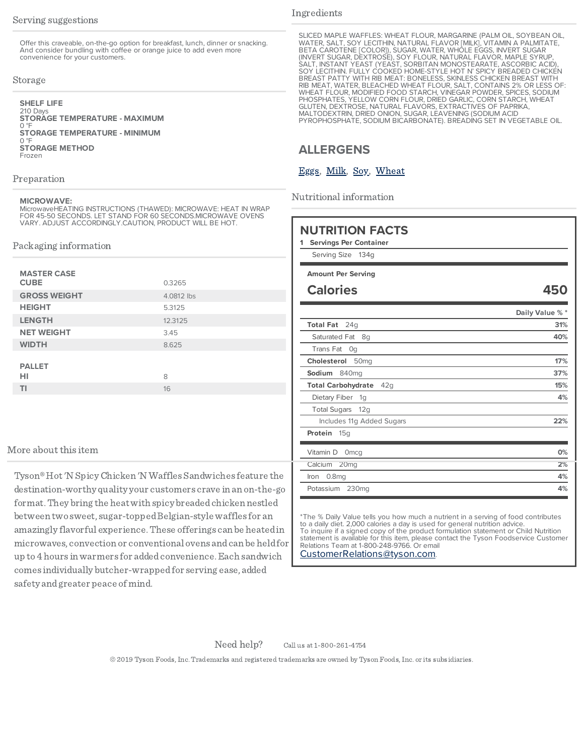## Serving suggestions

Offer this craveable, on-the-go option for breakfast, lunch, dinner or snacking. And consider bundling with coffee or orange juice to add even more convenience for your customers.

## Storage

**SHELF LIFE**
210 Days
**STORAGE TEMPERATURE - MAXIMUM**
0 °F
**STORAGE TEMPERATURE - MINIMUM**
0 °F
**STORAGE METHOD**
Frozen

## Preparation

**MICROWAVE:**
MicrowaveHEATING INSTRUCTIONS (THAWED): MICROWAVE: HEAT IN WRAP FOR 45-50 SECONDS. LET STAND FOR 60 SECONDS.MICROWAVE OVENS VARY. ADJUST ACCORDINGLY.CAUTION, PRODUCT WILL BE HOT.

## Packaging information

| | |
|---|---|
| **MASTER CASE** | |
| **CUBE** | 0.3265 |
| **GROSS WEIGHT** | 4.0812 lbs |
| **HEIGHT** | 5.3125 |
| **LENGTH** | 12.3125 |
| **NET WEIGHT** | 3.45 |
| **WIDTH** | 8.625 |
| **PALLET** | |
| **HI** | 8 |
| **TI** | 16 |

## Ingredients

SLICED MAPLE WAFFLES: WHEAT FLOUR, MARGARINE (PALM OIL, SOYBEAN OIL, WATER, SALT, SOY LECITHIN, NATURAL FLAVOR [MILK], VITAMIN A PALMITATE, BETA CAROTENE [COLOR]), SUGAR, WATER, WHOLE EGGS, INVERT SUGAR (INVERT SUGAR, DEXTROSE), SOY FLOUR, NATURAL FLAVOR, MAPLE SYRUP, SALT, INSTANT YEAST (YEAST, SORBITAN MONOSTEARATE, ASCORBIC ACID), SOY LECITHIN. FULLY COOKED HOME-STYLE HOT N' SPICY BREADED CHICKEN BREAST PATTY WITH RIB MEAT: BONELESS, SKINLESS CHICKEN BREAST WITH RIB MEAT, WATER, BLEACHED WHEAT FLOUR, SALT, CONTAINS 2% OR LESS OF: WHEAT FLOUR, MODIFIED FOOD STARCH, VINEGAR POWDER, SPICES, SODIUM PHOSPHATES, YELLOW CORN FLOUR, DRIED GARLIC, CORN STARCH, WHEAT GLUTEN, DEXTROSE, NATURAL FLAVORS, EXTRACTIVES OF PAPRIKA, MALTODEXTRIN, DRIED ONION, SUGAR, LEAVENING (SODIUM ACID PYROPHOSPHATE, SODIUM BICARBONATE). BREADING SET IN VEGETABLE OIL.

## ALLERGENS

Eggs, Milk, Soy, Wheat

## Nutritional information

### NUTRITION FACTS

**1 Servings Per Container**
Serving Size 134g

**Amount Per Serving**

| | |
|---|---|
| **Calories** | **450** |
| | **Daily Value % \*** |
| **Total Fat** 24g | **31%** |
| Saturated Fat 8g | **40%** |
| Trans Fat 0g | |
| **Cholesterol** 50mg | **17%** |
| **Sodium** 840mg | **37%** |
| **Total Carbohydrate** 42g | **15%** |
| Dietary Fiber 1g | **4%** |
| Total Sugars 12g | |
| Includes 11g Added Sugars | **22%** |
| **Protein** 15g | |
| Vitamin D 0mcg | **0%** |
| Calcium 20mg | **2%** |
| Iron 0.8mg | **4%** |
| Potassium 230mg | **4%** |

*The % Daily Value tells you how much a nutrient in a serving of food contributes to a daily diet. 2,000 calories a day is used for general nutrition advice.
To inquire if a signed copy of the product formulation statement or Child Nutrition statement is available for this item, please contact the Tyson Foodservice Customer Relations Team at 1-800-248-9766. Or email CustomerRelations@tyson.com.

## More about this item

Tyson® Hot 'N Spicy Chicken 'N Waffles Sandwiches feature the destination-worthy quality your customers crave in an on-the-go format. They bring the heat with spicy breaded chicken nestled between two sweet, sugar-topped Belgian-style waffles for an amazingly flavorful experience. These offerings can be heated in microwaves, convection or conventional ovens and can be held for up to 4 hours in warmers for added convenience. Each sandwich comes individually butcher-wrapped for serving ease, added safety and greater peace of mind.

Need help? Call us at 1-800-261-4754

© 2019 Tyson Foods, Inc. Trademarks and registered trademarks are owned by Tyson Foods, Inc. or its subsidiaries.